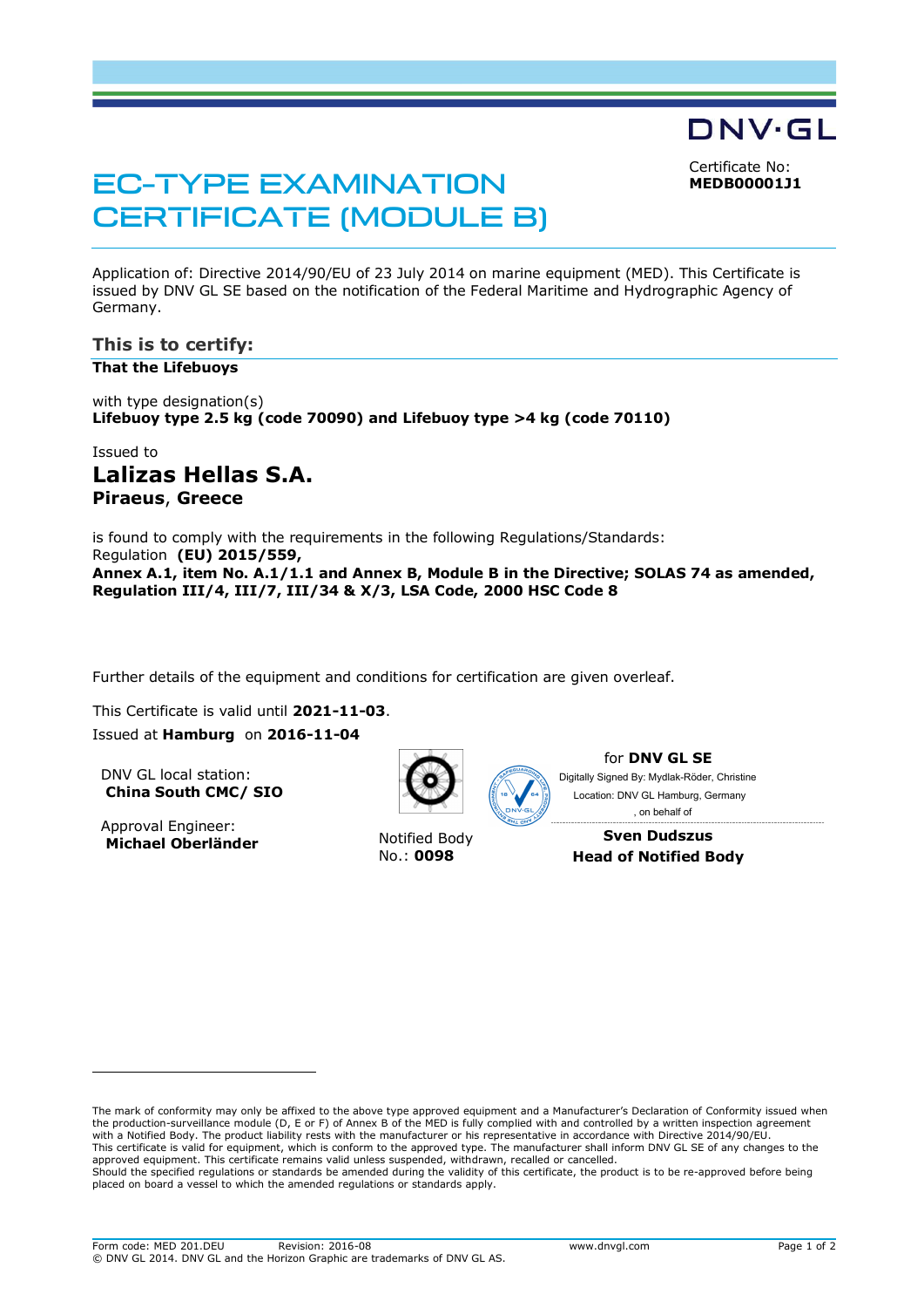DNV·GL

# EC-TYPE EXAMINATION CERTIFICATE (MODULE B)

Certificate No:
**MEDB00001J1**

Application of: Directive 2014/90/EU of 23 July 2014 on marine equipment (MED). This Certificate is issued by DNV GL SE based on the notification of the Federal Maritime and Hydrographic Agency of Germany.

## This is to certify:

**That the Lifebuoys**

with type designation(s)
**Lifebuoy type 2.5 kg (code 70090) and Lifebuoy type >4 kg (code 70110)**

Issued to

### Lalizas Hellas S.A.
**Piraeus**, **Greece**

is found to comply with the requirements in the following Regulations/Standards:
Regulation **(EU) 2015/559,**
**Annex A.1, item No. A.1/1.1 and Annex B, Module B in the Directive; SOLAS 74 as amended, Regulation III/4, III/7, III/34 & X/3, LSA Code, 2000 HSC Code 8**

Further details of the equipment and conditions for certification are given overleaf.

This Certificate is valid until **2021-11-03**.
Issued at **Hamburg** on **2016-11-04**

DNV GL local station:
**China South CMC/ SIO**

Approval Engineer:
**Michael Oberländer**

Notified Body
No.: **0098**

for **DNV GL SE**
Digitally Signed By: Mydlak-Röder, Christine
Location: DNV GL Hamburg, Germany
, on behalf of

**Sven Dudszus**
**Head of Notified Body**

The mark of conformity may only be affixed to the above type approved equipment and a Manufacturer's Declaration of Conformity issued when the production-surveillance module (D, E or F) of Annex B of the MED is fully complied with and controlled by a written inspection agreement with a Notified Body. The product liability rests with the manufacturer or his representative in accordance with Directive 2014/90/EU.
This certificate is valid for equipment, which is conform to the approved type. The manufacturer shall inform DNV GL SE of any changes to the approved equipment. This certificate remains valid unless suspended, withdrawn, recalled or cancelled.
Should the specified regulations or standards be amended during the validity of this certificate, the product is to be re-approved before being placed on board a vessel to which the amended regulations or standards apply.

Form code: MED 201.DEU Revision: 2016-08 www.dnvgl.com
© DNV GL 2014. DNV GL and the Horizon Graphic are trademarks of DNV GL AS.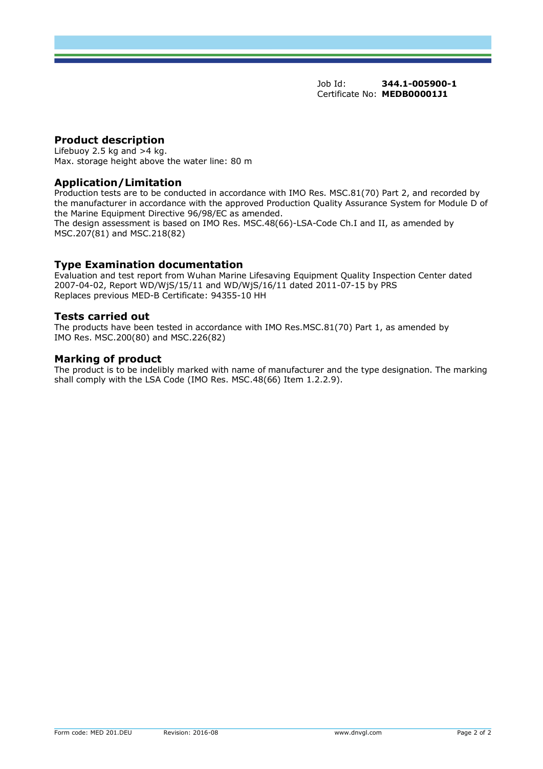Job Id: **344.1-005900-1**
Certificate No: **MEDB00001J1**

## Product description

Lifebuoy 2.5 kg and >4 kg.
Max. storage height above the water line: 80 m

## Application/Limitation

Production tests are to be conducted in accordance with IMO Res. MSC.81(70) Part 2, and recorded by the manufacturer in accordance with the approved Production Quality Assurance System for Module D of the Marine Equipment Directive 96/98/EC as amended.
The design assessment is based on IMO Res. MSC.48(66)-LSA-Code Ch.I and II, as amended by MSC.207(81) and MSC.218(82)

## Type Examination documentation

Evaluation and test report from Wuhan Marine Lifesaving Equipment Quality Inspection Center dated 2007-04-02, Report WD/WjS/15/11 and WD/WjS/16/11 dated 2011-07-15 by PRS
Replaces previous MED-B Certificate: 94355-10 HH

## Tests carried out

The products have been tested in accordance with IMO Res.MSC.81(70) Part 1, as amended by IMO Res. MSC.200(80) and MSC.226(82)

## Marking of product

The product is to be indelibly marked with name of manufacturer and the type designation. The marking shall comply with the LSA Code (IMO Res. MSC.48(66) Item 1.2.2.9).